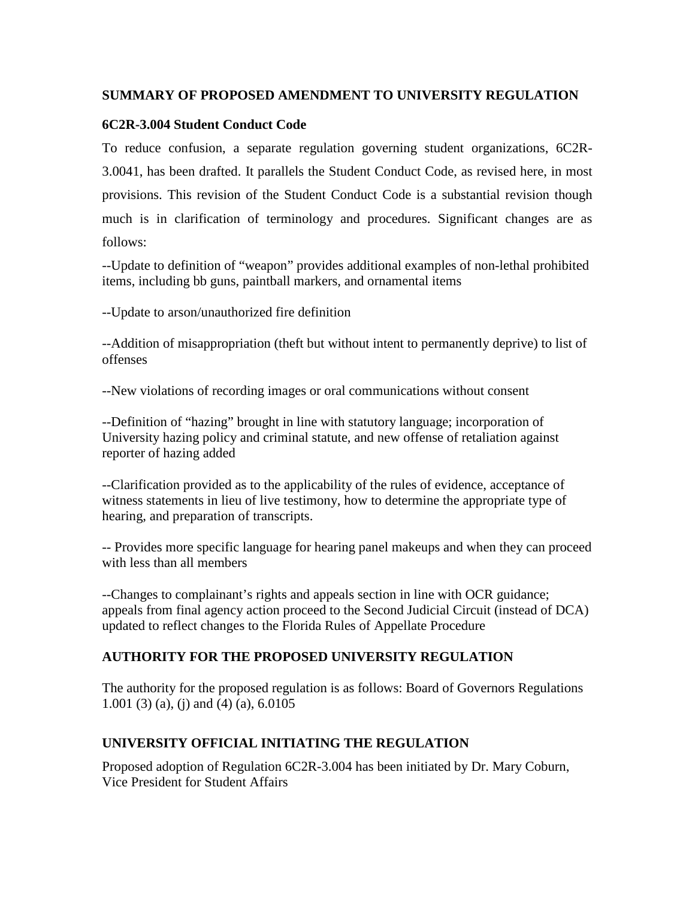**SUMMARY OF PROPOSED AMENDMENT TO UNIVERSITY REGULATION**

**6C2R-3.004 Student Conduct Code**

To reduce confusion, a separate regulation governing student organizations, 6C2R-3.0041, has been drafted. It parallels the Student Conduct Code, as revised here, in most provisions. This revision of the Student Conduct Code is a substantial revision though much is in clarification of terminology and procedures. Significant changes are as follows:

--Update to definition of "weapon" provides additional examples of non-lethal prohibited items, including bb guns, paintball markers, and ornamental items

--Update to arson/unauthorized fire definition

--Addition of misappropriation (theft but without intent to permanently deprive) to list of offenses

--New violations of recording images or oral communications without consent

--Definition of "hazing" brought in line with statutory language; incorporation of University hazing policy and criminal statute, and new offense of retaliation against reporter of hazing added

--Clarification provided as to the applicability of the rules of evidence, acceptance of witness statements in lieu of live testimony, how to determine the appropriate type of hearing, and preparation of transcripts.

-- Provides more specific language for hearing panel makeups and when they can proceed with less than all members

--Changes to complainant's rights and appeals section in line with OCR guidance; appeals from final agency action proceed to the Second Judicial Circuit (instead of DCA) updated to reflect changes to the Florida Rules of Appellate Procedure

**AUTHORITY FOR THE PROPOSED UNIVERSITY REGULATION**

The authority for the proposed regulation is as follows: Board of Governors Regulations 1.001 (3) (a), (j) and (4) (a), 6.0105

**UNIVERSITY OFFICIAL INITIATING THE REGULATION**

Proposed adoption of Regulation 6C2R-3.004 has been initiated by Dr. Mary Coburn, Vice President for Student Affairs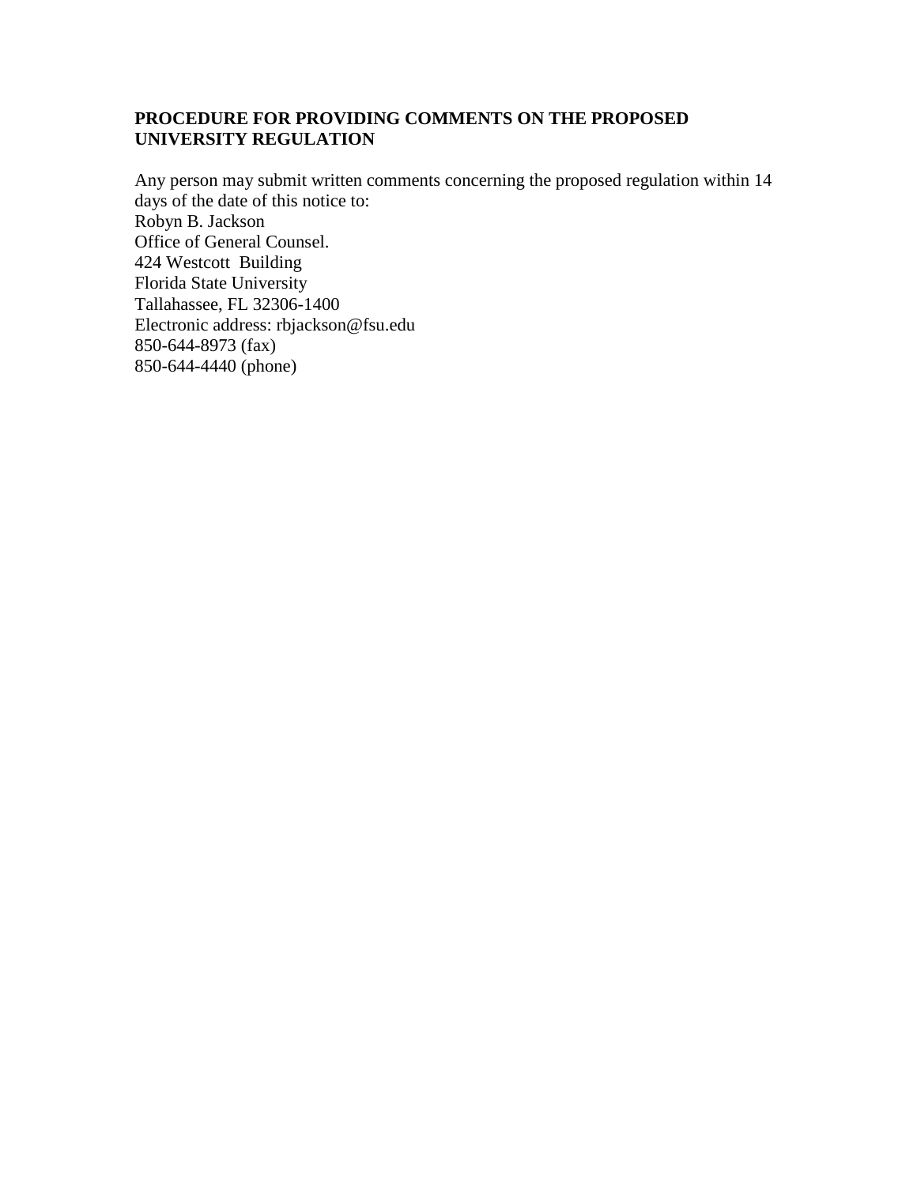**PROCEDURE FOR PROVIDING COMMENTS ON THE PROPOSED UNIVERSITY REGULATION**

Any person may submit written comments concerning the proposed regulation within 14 days of the date of this notice to:
Robyn B. Jackson
Office of General Counsel.
424 Westcott Building
Florida State University
Tallahassee, FL 32306-1400
Electronic address: rbjackson@fsu.edu
850-644-8973 (fax)
850-644-4440 (phone)